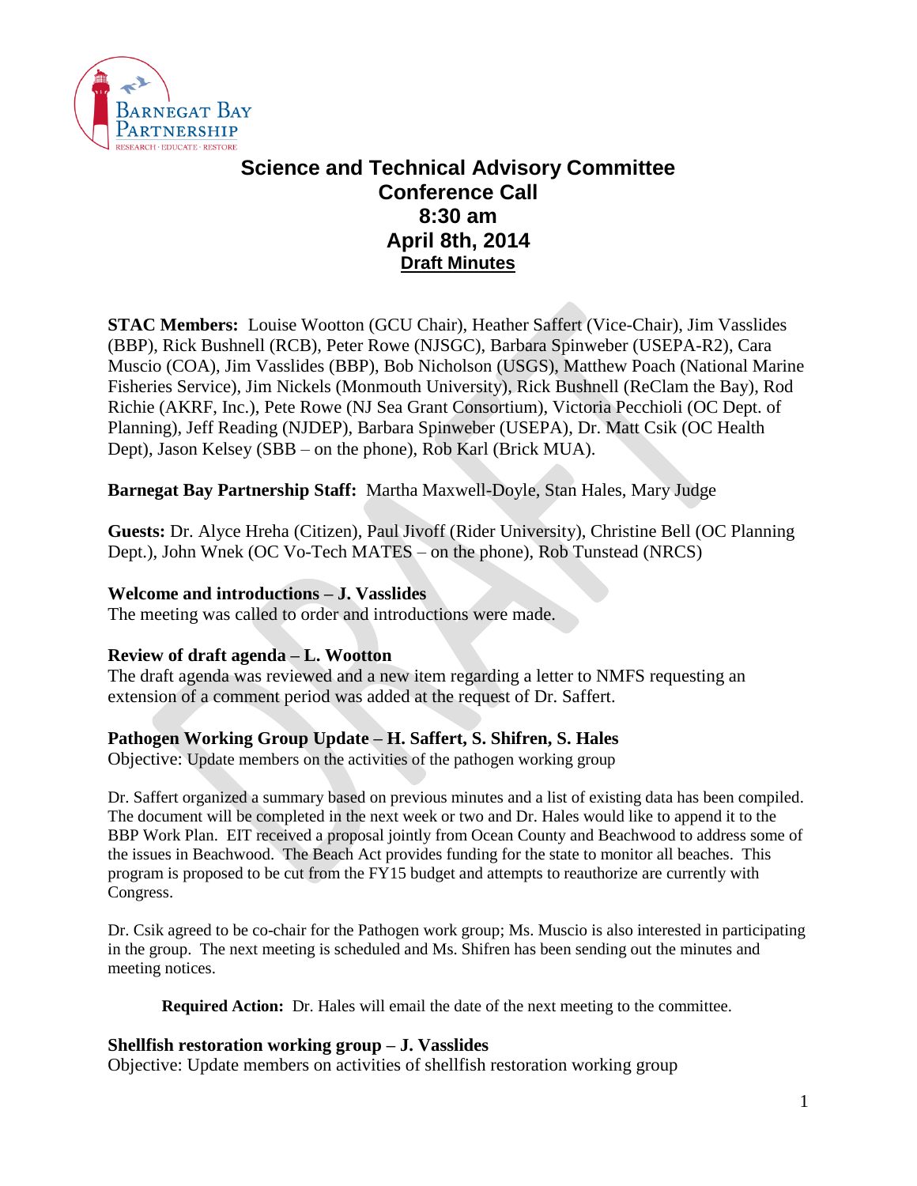# Science and Technical Advisory Committee
## Conference Call
## 8:30 am
## April 8th, 2014
## Draft Minutes

**STAC Members:** Louise Wootton (GCU Chair), Heather Saffert (Vice-Chair), Jim Vasslides (BBP), Rick Bushnell (RCB), Peter Rowe (NJSGC), Barbara Spinweber (USEPA-R2), Cara Muscio (COA), Jim Vasslides (BBP), Bob Nicholson (USGS), Matthew Poach (National Marine Fisheries Service), Jim Nickels (Monmouth University), Rick Bushnell (ReClam the Bay), Rod Richie (AKRF, Inc.), Pete Rowe (NJ Sea Grant Consortium), Victoria Pecchioli (OC Dept. of Planning), Jeff Reading (NJDEP), Barbara Spinweber (USEPA), Dr. Matt Csik (OC Health Dept), Jason Kelsey (SBB – on the phone), Rob Karl (Brick MUA).

**Barnegat Bay Partnership Staff:** Martha Maxwell-Doyle, Stan Hales, Mary Judge

**Guests:** Dr. Alyce Hreha (Citizen), Paul Jivoff (Rider University), Christine Bell (OC Planning Dept.), John Wnek (OC Vo-Tech MATES – on the phone), Rob Tunstead (NRCS)

**Welcome and introductions – J. Vasslides**
The meeting was called to order and introductions were made.

**Review of draft agenda – L. Wootton**
The draft agenda was reviewed and a new item regarding a letter to NMFS requesting an extension of a comment period was added at the request of Dr. Saffert.

**Pathogen Working Group Update – H. Saffert, S. Shifren, S. Hales**
Objective: Update members on the activities of the pathogen working group

Dr. Saffert organized a summary based on previous minutes and a list of existing data has been compiled. The document will be completed in the next week or two and Dr. Hales would like to append it to the BBP Work Plan. EIT received a proposal jointly from Ocean County and Beachwood to address some of the issues in Beachwood. The Beach Act provides funding for the state to monitor all beaches. This program is proposed to be cut from the FY15 budget and attempts to reauthorize are currently with Congress.

Dr. Csik agreed to be co-chair for the Pathogen work group; Ms. Muscio is also interested in participating in the group. The next meeting is scheduled and Ms. Shifren has been sending out the minutes and meeting notices.

**Required Action:** Dr. Hales will email the date of the next meeting to the committee.

**Shellfish restoration working group – J. Vasslides**
Objective: Update members on activities of shellfish restoration working group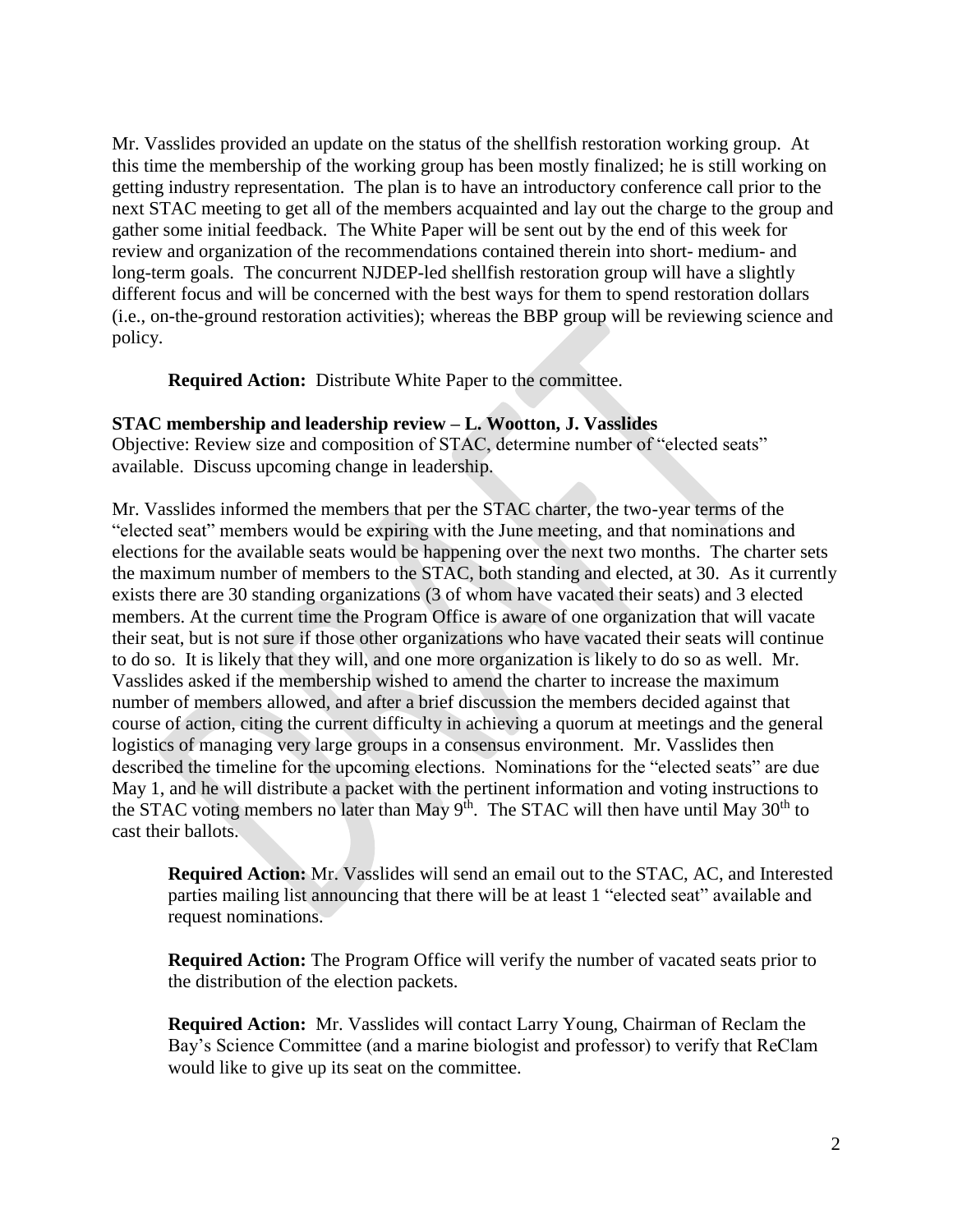Mr. Vasslides provided an update on the status of the shellfish restoration working group. At this time the membership of the working group has been mostly finalized; he is still working on getting industry representation. The plan is to have an introductory conference call prior to the next STAC meeting to get all of the members acquainted and lay out the charge to the group and gather some initial feedback. The White Paper will be sent out by the end of this week for review and organization of the recommendations contained therein into short- medium- and long-term goals. The concurrent NJDEP-led shellfish restoration group will have a slightly different focus and will be concerned with the best ways for them to spend restoration dollars (i.e., on-the-ground restoration activities); whereas the BBP group will be reviewing science and policy.

**Required Action:** Distribute White Paper to the committee.

**STAC membership and leadership review – L. Wootton, J. Vasslides**

Objective: Review size and composition of STAC, determine number of "elected seats" available. Discuss upcoming change in leadership.

Mr. Vasslides informed the members that per the STAC charter, the two-year terms of the "elected seat" members would be expiring with the June meeting, and that nominations and elections for the available seats would be happening over the next two months. The charter sets the maximum number of members to the STAC, both standing and elected, at 30. As it currently exists there are 30 standing organizations (3 of whom have vacated their seats) and 3 elected members. At the current time the Program Office is aware of one organization that will vacate their seat, but is not sure if those other organizations who have vacated their seats will continue to do so. It is likely that they will, and one more organization is likely to do so as well. Mr. Vasslides asked if the membership wished to amend the charter to increase the maximum number of members allowed, and after a brief discussion the members decided against that course of action, citing the current difficulty in achieving a quorum at meetings and the general logistics of managing very large groups in a consensus environment. Mr. Vasslides then described the timeline for the upcoming elections. Nominations for the "elected seats" are due May 1, and he will distribute a packet with the pertinent information and voting instructions to the STAC voting members no later than May 9th. The STAC will then have until May 30th to cast their ballots.

**Required Action:** Mr. Vasslides will send an email out to the STAC, AC, and Interested parties mailing list announcing that there will be at least 1 "elected seat" available and request nominations.

**Required Action:** The Program Office will verify the number of vacated seats prior to the distribution of the election packets.

**Required Action:** Mr. Vasslides will contact Larry Young, Chairman of Reclam the Bay's Science Committee (and a marine biologist and professor) to verify that ReClam would like to give up its seat on the committee.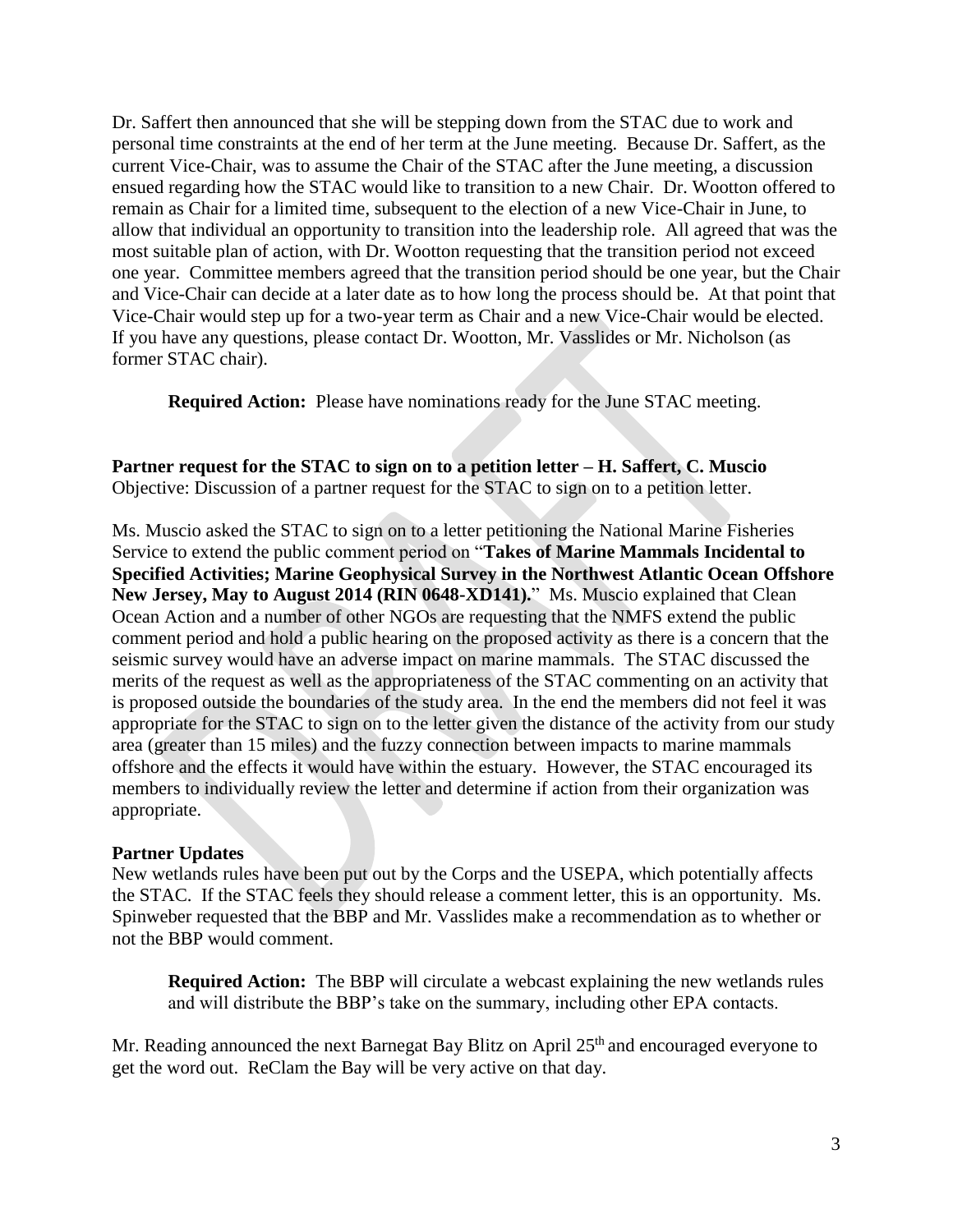Dr. Saffert then announced that she will be stepping down from the STAC due to work and personal time constraints at the end of her term at the June meeting. Because Dr. Saffert, as the current Vice-Chair, was to assume the Chair of the STAC after the June meeting, a discussion ensued regarding how the STAC would like to transition to a new Chair. Dr. Wootton offered to remain as Chair for a limited time, subsequent to the election of a new Vice-Chair in June, to allow that individual an opportunity to transition into the leadership role. All agreed that was the most suitable plan of action, with Dr. Wootton requesting that the transition period not exceed one year. Committee members agreed that the transition period should be one year, but the Chair and Vice-Chair can decide at a later date as to how long the process should be. At that point that Vice-Chair would step up for a two-year term as Chair and a new Vice-Chair would be elected. If you have any questions, please contact Dr. Wootton, Mr. Vasslides or Mr. Nicholson (as former STAC chair).

> **Required Action:** Please have nominations ready for the June STAC meeting.

**Partner request for the STAC to sign on to a petition letter – H. Saffert, C. Muscio**
Objective: Discussion of a partner request for the STAC to sign on to a petition letter.

Ms. Muscio asked the STAC to sign on to a letter petitioning the National Marine Fisheries Service to extend the public comment period on "**Takes of Marine Mammals Incidental to Specified Activities; Marine Geophysical Survey in the Northwest Atlantic Ocean Offshore New Jersey, May to August 2014 (RIN 0648-XD141).**" Ms. Muscio explained that Clean Ocean Action and a number of other NGOs are requesting that the NMFS extend the public comment period and hold a public hearing on the proposed activity as there is a concern that the seismic survey would have an adverse impact on marine mammals. The STAC discussed the merits of the request as well as the appropriateness of the STAC commenting on an activity that is proposed outside the boundaries of the study area. In the end the members did not feel it was appropriate for the STAC to sign on to the letter given the distance of the activity from our study area (greater than 15 miles) and the fuzzy connection between impacts to marine mammals offshore and the effects it would have within the estuary. However, the STAC encouraged its members to individually review the letter and determine if action from their organization was appropriate.

**Partner Updates**
New wetlands rules have been put out by the Corps and the USEPA, which potentially affects the STAC. If the STAC feels they should release a comment letter, this is an opportunity. Ms. Spinweber requested that the BBP and Mr. Vasslides make a recommendation as to whether or not the BBP would comment.

> **Required Action:** The BBP will circulate a webcast explaining the new wetlands rules and will distribute the BBP's take on the summary, including other EPA contacts.

Mr. Reading announced the next Barnegat Bay Blitz on April 25th and encouraged everyone to get the word out. ReClam the Bay will be very active on that day.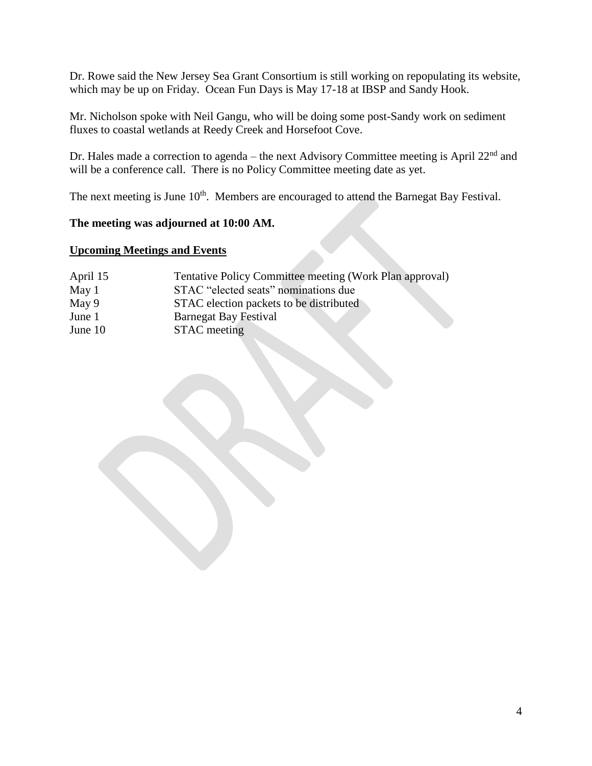Dr. Rowe said the New Jersey Sea Grant Consortium is still working on repopulating its website, which may be up on Friday. Ocean Fun Days is May 17-18 at IBSP and Sandy Hook.

Mr. Nicholson spoke with Neil Gangu, who will be doing some post-Sandy work on sediment fluxes to coastal wetlands at Reedy Creek and Horsefoot Cove.

Dr. Hales made a correction to agenda – the next Advisory Committee meeting is April 22nd and will be a conference call. There is no Policy Committee meeting date as yet.

The next meeting is June 10th. Members are encouraged to attend the Barnegat Bay Festival.

**The meeting was adjourned at 10:00 AM.**

**Upcoming Meetings and Events**

| | |
|---|---|
| April 15 | Tentative Policy Committee meeting (Work Plan approval) |
| May 1 | STAC "elected seats" nominations due |
| May 9 | STAC election packets to be distributed |
| June 1 | Barnegat Bay Festival |
| June 10 | STAC meeting |